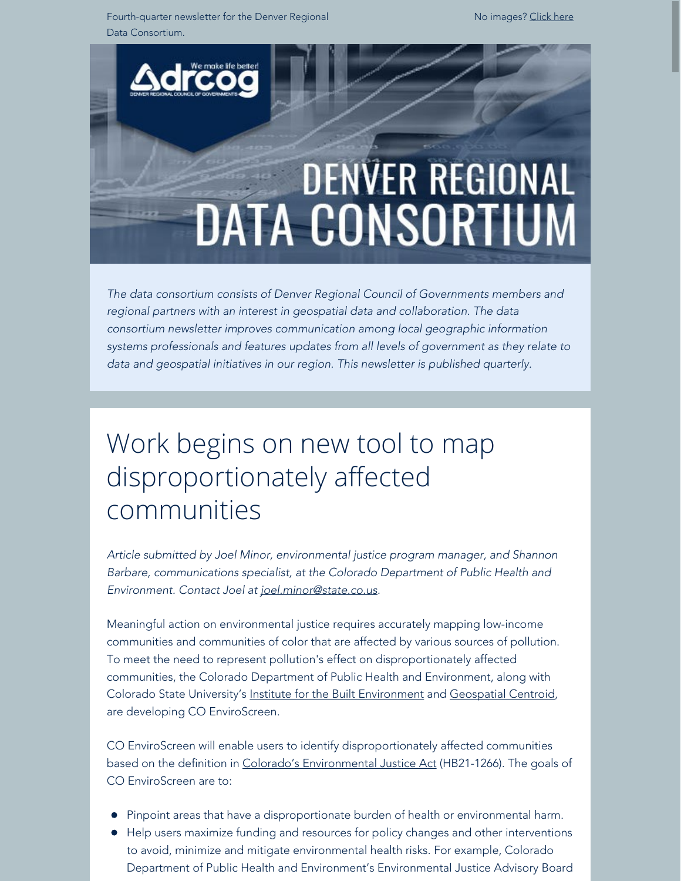Fourth-quarter newsletter for the Denver Regional Data Consortium.

No images? [Click here]

# DENVER REGIONAL DATA CONSORTIUM

*The data consortium consists of Denver Regional Council of Governments members and regional partners with an interest in geospatial data and collaboration. The data consortium newsletter improves communication among local geographic information systems professionals and features updates from all levels of government as they relate to data and geospatial initiatives in our region. This newsletter is published quarterly.*

## Work begins on new tool to map disproportionately affected communities

*Article submitted by Joel Minor, environmental justice program manager, and Shannon Barbare, communications specialist, at the Colorado Department of Public Health and Environment. Contact Joel at joel.minor@state.co.us.*

Meaningful action on environmental justice requires accurately mapping low-income communities and communities of color that are affected by various sources of pollution. To meet the need to represent pollution's effect on disproportionately affected communities, the Colorado Department of Public Health and Environment, along with Colorado State University's Institute for the Built Environment and Geospatial Centroid, are developing CO EnviroScreen.

CO EnviroScreen will enable users to identify disproportionately affected communities based on the definition in Colorado's Environmental Justice Act (HB21-1266). The goals of CO EnviroScreen are to:

- Pinpoint areas that have a disproportionate burden of health or environmental harm.
- Help users maximize funding and resources for policy changes and other interventions to avoid, minimize and mitigate environmental health risks. For example, Colorado Department of Public Health and Environment's Environmental Justice Advisory Board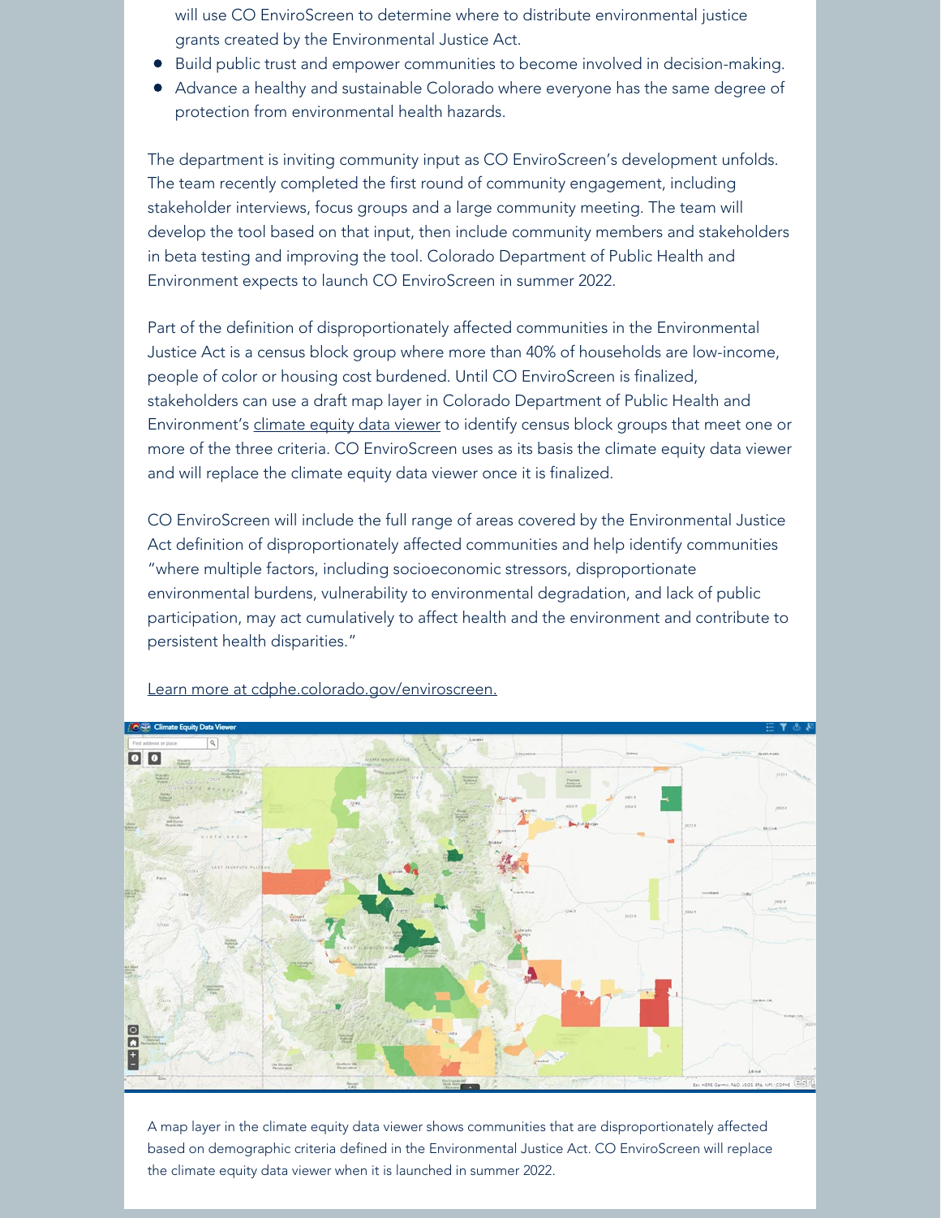will use CO EnviroScreen to determine where to distribute environmental justice grants created by the Environmental Justice Act.

- Build public trust and empower communities to become involved in decision-making.
- Advance a healthy and sustainable Colorado where everyone has the same degree of protection from environmental health hazards.

The department is inviting community input as CO EnviroScreen's development unfolds. The team recently completed the first round of community engagement, including stakeholder interviews, focus groups and a large community meeting. The team will develop the tool based on that input, then include community members and stakeholders in beta testing and improving the tool. Colorado Department of Public Health and Environment expects to launch CO EnviroScreen in summer 2022.

Part of the definition of disproportionately affected communities in the Environmental Justice Act is a census block group where more than 40% of households are low-income, people of color or housing cost burdened. Until CO EnviroScreen is finalized, stakeholders can use a draft map layer in Colorado Department of Public Health and Environment's climate equity data viewer to identify census block groups that meet one or more of the three criteria. CO EnviroScreen uses as its basis the climate equity data viewer and will replace the climate equity data viewer once it is finalized.

CO EnviroScreen will include the full range of areas covered by the Environmental Justice Act definition of disproportionately affected communities and help identify communities "where multiple factors, including socioeconomic stressors, disproportionate environmental burdens, vulnerability to environmental degradation, and lack of public participation, may act cumulatively to affect health and the environment and contribute to persistent health disparities."

Learn more at cdphe.colorado.gov/enviroscreen.

A map layer in the climate equity data viewer shows communities that are disproportionately affected based on demographic criteria defined in the Environmental Justice Act. CO EnviroScreen will replace the climate equity data viewer when it is launched in summer 2022.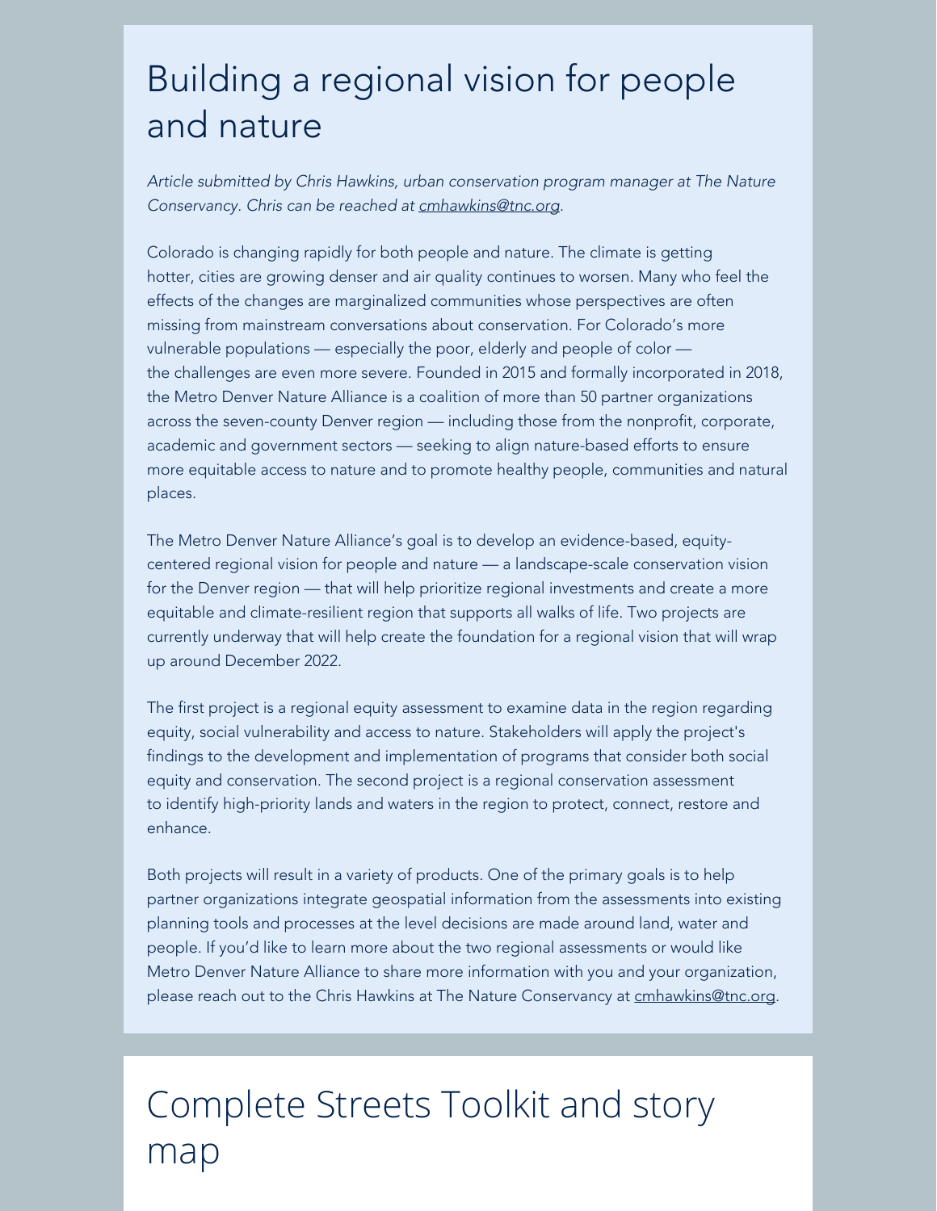# Building a regional vision for people and nature

*Article submitted by Chris Hawkins, urban conservation program manager at The Nature Conservancy. Chris can be reached at cmhawkins@tnc.org.*

Colorado is changing rapidly for both people and nature. The climate is getting hotter, cities are growing denser and air quality continues to worsen. Many who feel the effects of the changes are marginalized communities whose perspectives are often missing from mainstream conversations about conservation. For Colorado's more vulnerable populations — especially the poor, elderly and people of color — the challenges are even more severe. Founded in 2015 and formally incorporated in 2018, the Metro Denver Nature Alliance is a coalition of more than 50 partner organizations across the seven-county Denver region — including those from the nonprofit, corporate, academic and government sectors — seeking to align nature-based efforts to ensure more equitable access to nature and to promote healthy people, communities and natural places.

The Metro Denver Nature Alliance's goal is to develop an evidence-based, equity-centered regional vision for people and nature — a landscape-scale conservation vision for the Denver region — that will help prioritize regional investments and create a more equitable and climate-resilient region that supports all walks of life. Two projects are currently underway that will help create the foundation for a regional vision that will wrap up around December 2022.

The first project is a regional equity assessment to examine data in the region regarding equity, social vulnerability and access to nature. Stakeholders will apply the project's findings to the development and implementation of programs that consider both social equity and conservation. The second project is a regional conservation assessment to identify high-priority lands and waters in the region to protect, connect, restore and enhance.

Both projects will result in a variety of products. One of the primary goals is to help partner organizations integrate geospatial information from the assessments into existing planning tools and processes at the level decisions are made around land, water and people. If you'd like to learn more about the two regional assessments or would like Metro Denver Nature Alliance to share more information with you and your organization, please reach out to the Chris Hawkins at The Nature Conservancy at cmhawkins@tnc.org.

# Complete Streets Toolkit and story map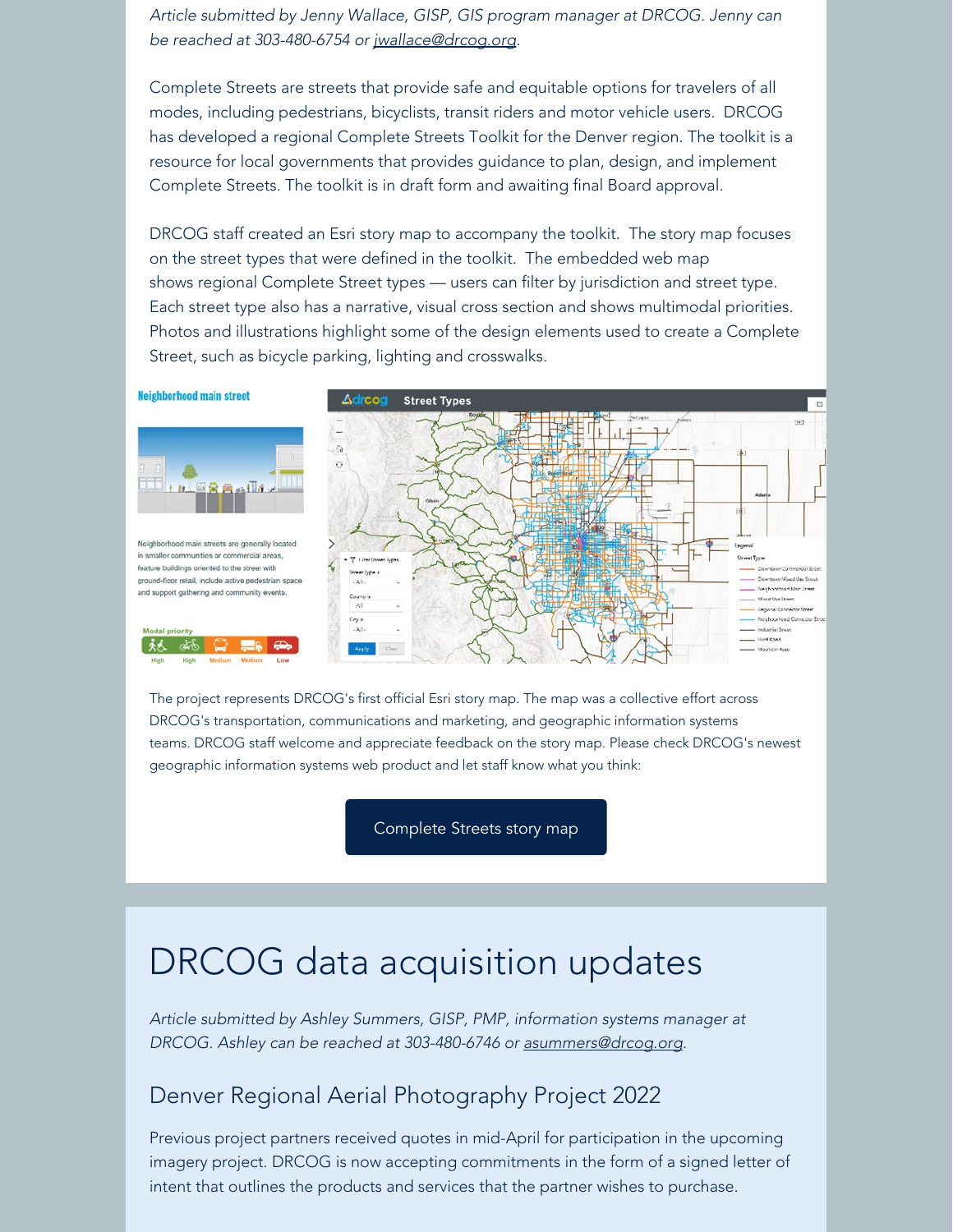*Article submitted by Jenny Wallace, GISP, GIS program manager at DRCOG. Jenny can be reached at 303-480-6754 or jwallace@drcog.org.*

Complete Streets are streets that provide safe and equitable options for travelers of all modes, including pedestrians, bicyclists, transit riders and motor vehicle users. DRCOG has developed a regional Complete Streets Toolkit for the Denver region. The toolkit is a resource for local governments that provides guidance to plan, design, and implement Complete Streets. The toolkit is in draft form and awaiting final Board approval.

DRCOG staff created an Esri story map to accompany the toolkit. The story map focuses on the street types that were defined in the toolkit. The embedded web map shows regional Complete Street types — users can filter by jurisdiction and street type. Each street type also has a narrative, visual cross section and shows multimodal priorities. Photos and illustrations highlight some of the design elements used to create a Complete Street, such as bicycle parking, lighting and crosswalks.

The project represents DRCOG's first official Esri story map. The map was a collective effort across DRCOG's transportation, communications and marketing, and geographic information systems teams. DRCOG staff welcome and appreciate feedback on the story map. Please check DRCOG's newest geographic information systems web product and let staff know what you think:

Complete Streets story map

# DRCOG data acquisition updates

*Article submitted by Ashley Summers, GISP, PMP, information systems manager at DRCOG. Ashley can be reached at 303-480-6746 or asummers@drcog.org.*

## Denver Regional Aerial Photography Project 2022

Previous project partners received quotes in mid-April for participation in the upcoming imagery project. DRCOG is now accepting commitments in the form of a signed letter of intent that outlines the products and services that the partner wishes to purchase.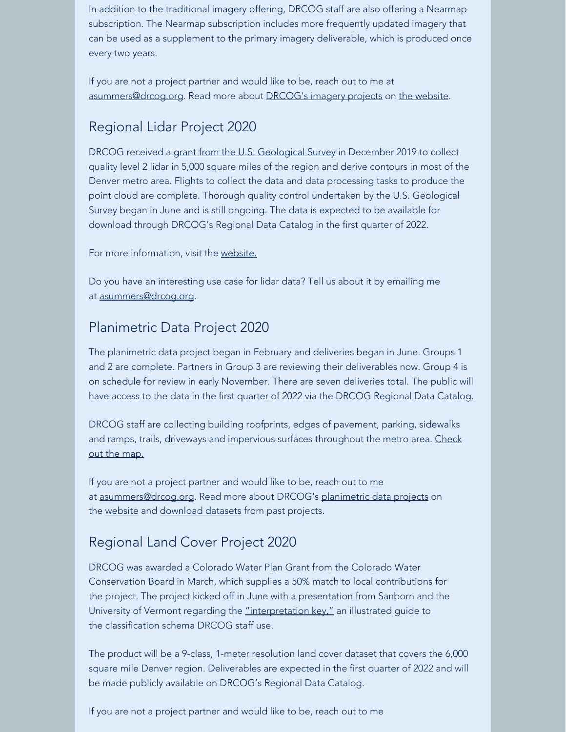In addition to the traditional imagery offering, DRCOG staff are also offering a Nearmap subscription. The Nearmap subscription includes more frequently updated imagery that can be used as a supplement to the primary imagery deliverable, which is produced once every two years.

If you are not a project partner and would like to be, reach out to me at asummers@drcog.org. Read more about DRCOG's imagery projects on the website.

## Regional Lidar Project 2020

DRCOG received a grant from the U.S. Geological Survey in December 2019 to collect quality level 2 lidar in 5,000 square miles of the region and derive contours in most of the Denver metro area. Flights to collect the data and data processing tasks to produce the point cloud are complete. Thorough quality control undertaken by the U.S. Geological Survey began in June and is still ongoing. The data is expected to be available for download through DRCOG's Regional Data Catalog in the first quarter of 2022.

For more information, visit the website.

Do you have an interesting use case for lidar data? Tell us about it by emailing me at asummers@drcog.org.

## Planimetric Data Project 2020

The planimetric data project began in February and deliveries began in June. Groups 1 and 2 are complete. Partners in Group 3 are reviewing their deliverables now. Group 4 is on schedule for review in early November. There are seven deliveries total. The public will have access to the data in the first quarter of 2022 via the DRCOG Regional Data Catalog.

DRCOG staff are collecting building roofprints, edges of pavement, parking, sidewalks and ramps, trails, driveways and impervious surfaces throughout the metro area. Check out the map.

If you are not a project partner and would like to be, reach out to me at asummers@drcog.org. Read more about DRCOG's planimetric data projects on the website and download datasets from past projects.

## Regional Land Cover Project 2020

DRCOG was awarded a Colorado Water Plan Grant from the Colorado Water Conservation Board in March, which supplies a 50% match to local contributions for the project. The project kicked off in June with a presentation from Sanborn and the University of Vermont regarding the "interpretation key," an illustrated guide to the classification schema DRCOG staff use.

The product will be a 9-class, 1-meter resolution land cover dataset that covers the 6,000 square mile Denver region. Deliverables are expected in the first quarter of 2022 and will be made publicly available on DRCOG's Regional Data Catalog.

If you are not a project partner and would like to be, reach out to me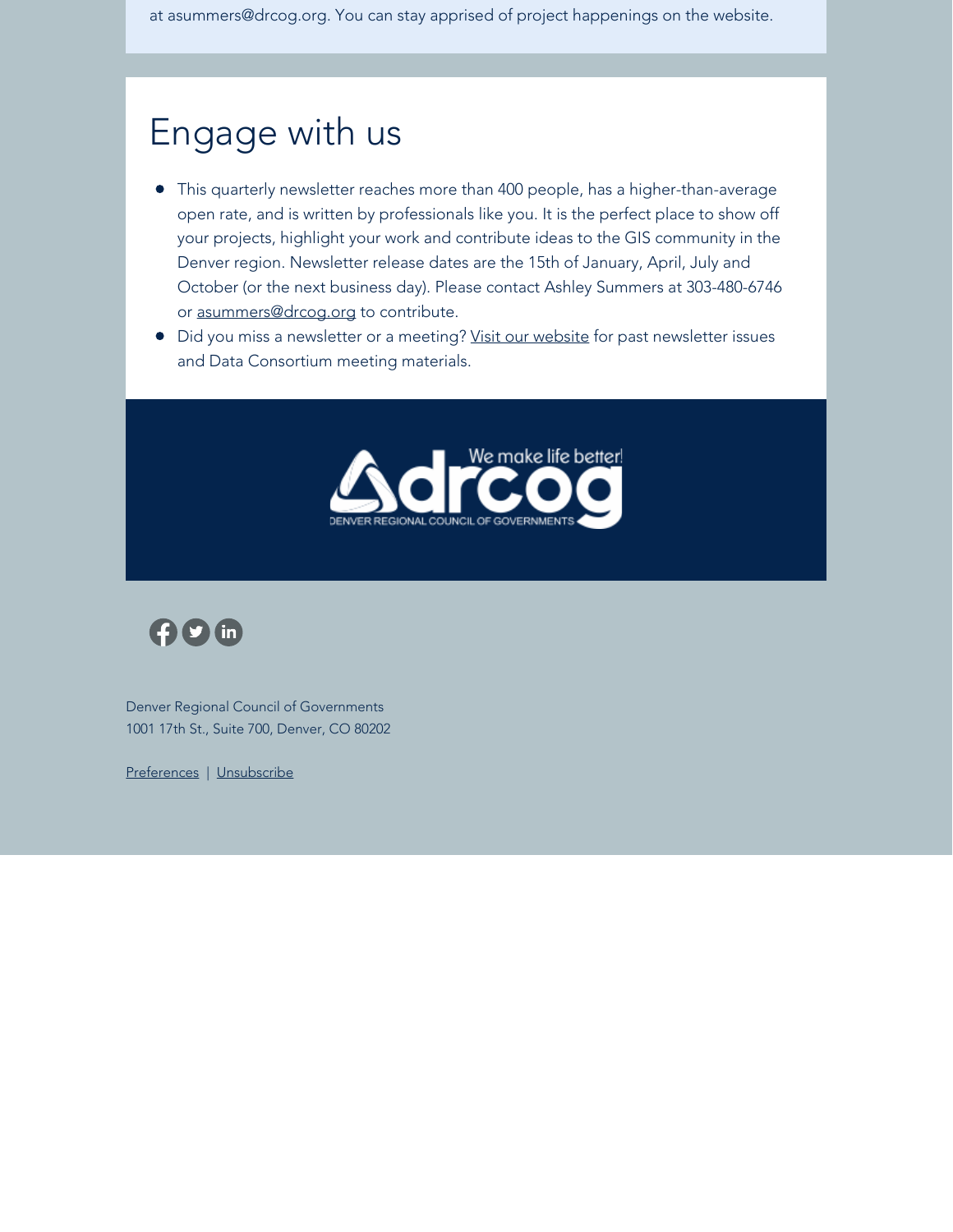at asummers@drcog.org. You can stay apprised of project happenings on the website.

# Engage with us

- This quarterly newsletter reaches more than 400 people, has a higher-than-average open rate, and is written by professionals like you. It is the perfect place to show off your projects, highlight your work and contribute ideas to the GIS community in the Denver region. Newsletter release dates are the 15th of January, April, July and October (or the next business day). Please contact Ashley Summers at 303-480-6746 or asummers@drcog.org to contribute.
- Did you miss a newsletter or a meeting? Visit our website for past newsletter issues and Data Consortium meeting materials.

We make life better!
drcog
DENVER REGIONAL COUNCIL OF GOVERNMENTS

Denver Regional Council of Governments
1001 17th St., Suite 700, Denver, CO 80202

Preferences | Unsubscribe